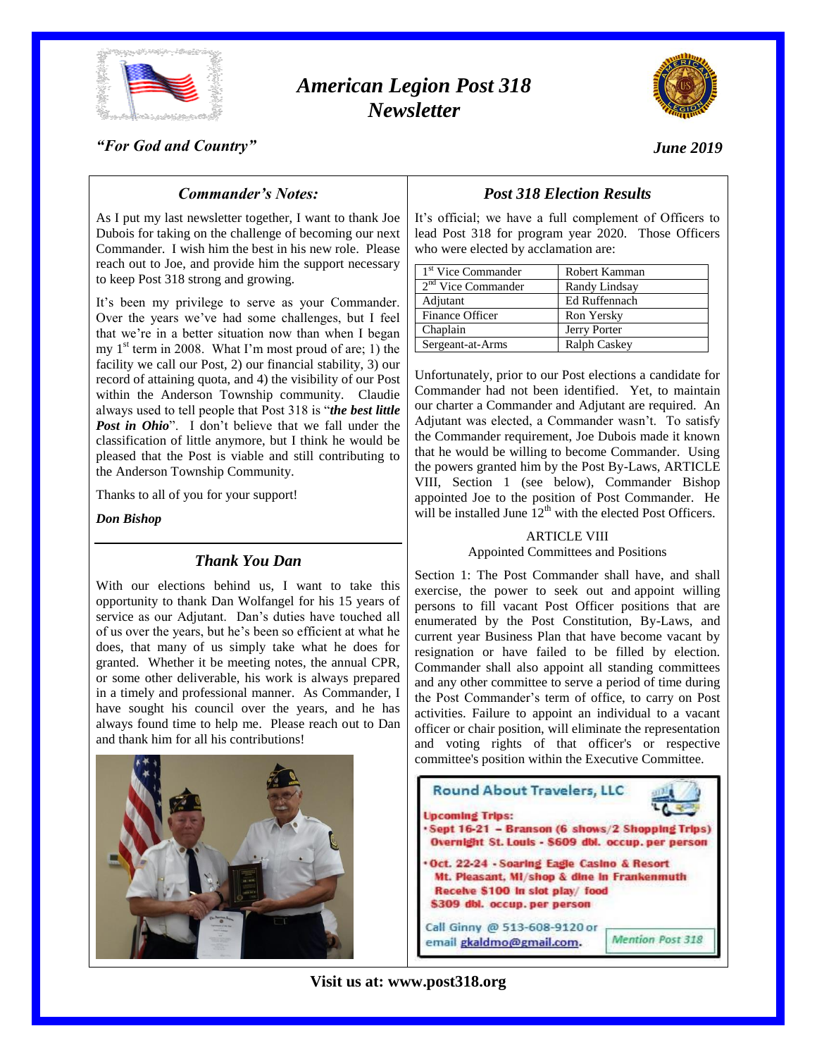# American Legion Post 318 Newsletter

*"For God and Country"*

*June 2019*

## *Commander's Notes:*

As I put my last newsletter together, I want to thank Joe Dubois for taking on the challenge of becoming our next Commander. I wish him the best in his new role. Please reach out to Joe, and provide him the support necessary to keep Post 318 strong and growing.

It's been my privilege to serve as your Commander. Over the years we've had some challenges, but I feel that we're in a better situation now than when I began my 1st term in 2008. What I'm most proud of are; 1) the facility we call our Post, 2) our financial stability, 3) our record of attaining quota, and 4) the visibility of our Post within the Anderson Township community. Claudie always used to tell people that Post 318 is "***the best little Post in Ohio***". I don't believe that we fall under the classification of little anymore, but I think he would be pleased that the Post is viable and still contributing to the Anderson Township Community.

Thanks to all of you for your support!

***Don Bishop***

## *Thank You Dan*

With our elections behind us, I want to take this opportunity to thank Dan Wolfangel for his 15 years of service as our Adjutant. Dan's duties have touched all of us over the years, but he's been so efficient at what he does, that many of us simply take what he does for granted. Whether it be meeting notes, the annual CPR, or some other deliverable, his work is always prepared in a timely and professional manner. As Commander, I have sought his council over the years, and he has always found time to help me. Please reach out to Dan and thank him for all his contributions!

## *Post 318 Election Results*

It's official; we have a full complement of Officers to lead Post 318 for program year 2020. Those Officers who were elected by acclamation are:

| Position | Name |
|---|---|
| 1st Vice Commander | Robert Kamman |
| 2nd Vice Commander | Randy Lindsay |
| Adjutant | Ed Ruffennach |
| Finance Officer | Ron Yersky |
| Chaplain | Jerry Porter |
| Sergeant-at-Arms | Ralph Caskey |

Unfortunately, prior to our Post elections a candidate for Commander had not been identified. Yet, to maintain our charter a Commander and Adjutant are required. An Adjutant was elected, a Commander wasn't. To satisfy the Commander requirement, Joe Dubois made it known that he would be willing to become Commander. Using the powers granted him by the Post By-Laws, ARTICLE VIII, Section 1 (see below), Commander Bishop appointed Joe to the position of Post Commander. He will be installed June 12th with the elected Post Officers.

ARTICLE VIII
Appointed Committees and Positions

Section 1: The Post Commander shall have, and shall exercise, the power to seek out and appoint willing persons to fill vacant Post Officer positions that are enumerated by the Post Constitution, By-Laws, and current year Business Plan that have become vacant by resignation or have failed to be filled by election. Commander shall also appoint all standing committees and any other committee to serve a period of time during the Post Commander's term of office, to carry on Post activities. Failure to appoint an individual to a vacant officer or chair position, will eliminate the representation and voting rights of that officer's or respective committee's position within the Executive Committee.

**Round About Travelers, LLC**

**Upcoming Trips:**

- **Sept 16-21 – Branson (6 shows/2 Shopping Trips) Overnight St. Louis - $609 dbl. occup. per person**
- **Oct. 22-24 - Soaring Eagle Casino & Resort Mt. Pleasant, MI/shop & dine in Frankenmuth Receive $100 in slot play/ food $309 dbl. occup. per person**

Call Ginny @ 513-608-9120 or email gkaldmo@gmail.com.

*Mention Post 318*

**Visit us at: www.post318.org**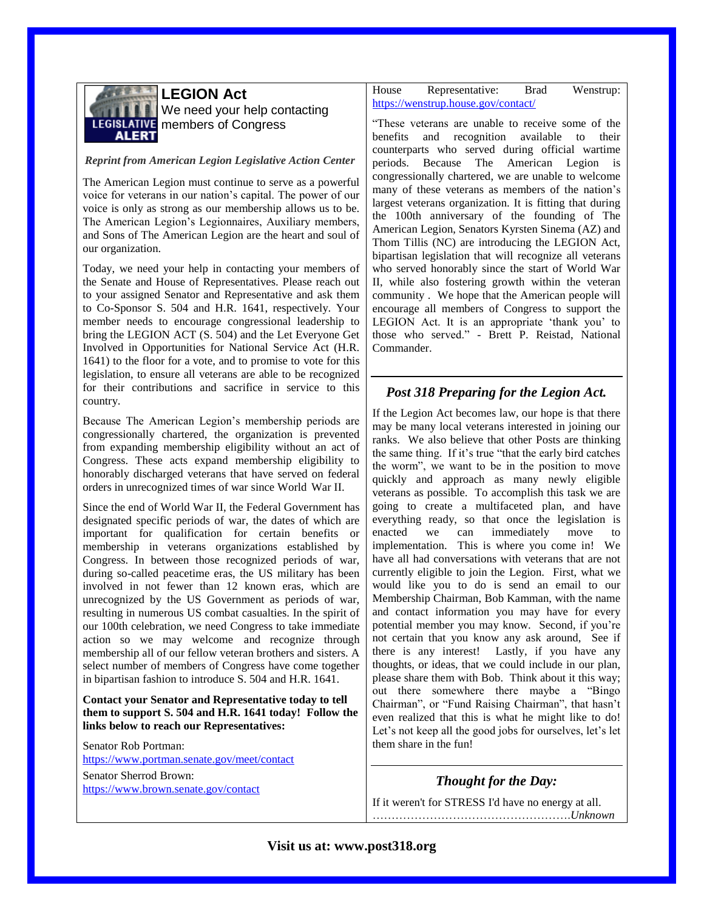## LEGION Act

We need your help contacting members of Congress

***Reprint from American Legion Legislative Action Center***

The American Legion must continue to serve as a powerful voice for veterans in our nation's capital. The power of our voice is only as strong as our membership allows us to be. The American Legion's Legionnaires, Auxiliary members, and Sons of The American Legion are the heart and soul of our organization.

Today, we need your help in contacting your members of the Senate and House of Representatives. Please reach out to your assigned Senator and Representative and ask them to Co-Sponsor S. 504 and H.R. 1641, respectively. Your member needs to encourage congressional leadership to bring the LEGION ACT (S. 504) and the Let Everyone Get Involved in Opportunities for National Service Act (H.R. 1641) to the floor for a vote, and to promise to vote for this legislation, to ensure all veterans are able to be recognized for their contributions and sacrifice in service to this country.

Because The American Legion's membership periods are congressionally chartered, the organization is prevented from expanding membership eligibility without an act of Congress. These acts expand membership eligibility to honorably discharged veterans that have served on federal orders in unrecognized times of war since World War II.

Since the end of World War II, the Federal Government has designated specific periods of war, the dates of which are important for qualification for certain benefits or membership in veterans organizations established by Congress. In between those recognized periods of war, during so-called peacetime eras, the US military has been involved in not fewer than 12 known eras, which are unrecognized by the US Government as periods of war, resulting in numerous US combat casualties. In the spirit of our 100th celebration, we need Congress to take immediate action so we may welcome and recognize through membership all of our fellow veteran brothers and sisters. A select number of members of Congress have come together in bipartisan fashion to introduce S. 504 and H.R. 1641.

**Contact your Senator and Representative today to tell them to support S. 504 and H.R. 1641 today! Follow the links below to reach our Representatives:**

Senator Rob Portman:
https://www.portman.senate.gov/meet/contact

Senator Sherrod Brown:
https://www.brown.senate.gov/contact

House Representative: Brad Wenstrup:
https://wenstrup.house.gov/contact/

"These veterans are unable to receive some of the benefits and recognition available to their counterparts who served during official wartime periods. Because The American Legion is congressionally chartered, we are unable to welcome many of these veterans as members of the nation's largest veterans organization. It is fitting that during the 100th anniversary of the founding of The American Legion, Senators Kyrsten Sinema (AZ) and Thom Tillis (NC) are introducing the LEGION Act, bipartisan legislation that will recognize all veterans who served honorably since the start of World War II, while also fostering growth within the veteran community . We hope that the American people will encourage all members of Congress to support the LEGION Act. It is an appropriate 'thank you' to those who served." - Brett P. Reistad, National Commander.

## *Post 318 Preparing for the Legion Act.*

If the Legion Act becomes law, our hope is that there may be many local veterans interested in joining our ranks. We also believe that other Posts are thinking the same thing. If it's true "that the early bird catches the worm", we want to be in the position to move quickly and approach as many newly eligible veterans as possible. To accomplish this task we are going to create a multifaceted plan, and have everything ready, so that once the legislation is enacted we can immediately move to implementation. This is where you come in! We have all had conversations with veterans that are not currently eligible to join the Legion. First, what we would like you to do is send an email to our Membership Chairman, Bob Kamman, with the name and contact information you may have for every potential member you may know. Second, if you're not certain that you know any ask around, See if there is any interest! Lastly, if you have any thoughts, or ideas, that we could include in our plan, please share them with Bob. Think about it this way; out there somewhere there maybe a "Bingo Chairman", or "Fund Raising Chairman", that hasn't even realized that this is what he might like to do! Let's not keep all the good jobs for ourselves, let's let them share in the fun!

## *Thought for the Day:*

If it weren't for STRESS I'd have no energy at all.
……………………………………………*Unknown*

**Visit us at: www.post318.org**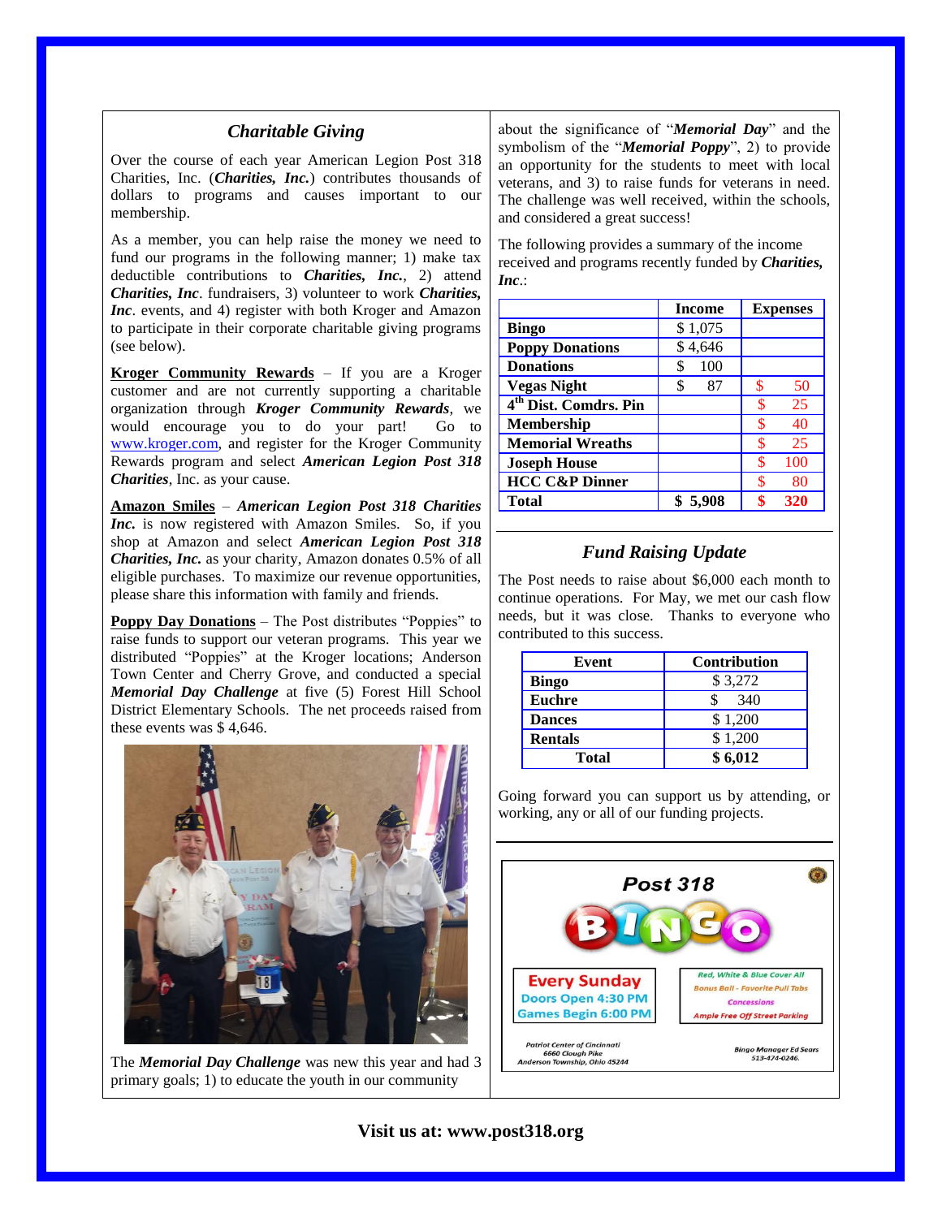## *Charitable Giving*

Over the course of each year American Legion Post 318 Charities, Inc. (***Charities, Inc.***) contributes thousands of dollars to programs and causes important to our membership.

As a member, you can help raise the money we need to fund our programs in the following manner; 1) make tax deductible contributions to ***Charities, Inc.***, 2) attend ***Charities, Inc***. fundraisers, 3) volunteer to work ***Charities, Inc***. events, and 4) register with both Kroger and Amazon to participate in their corporate charitable giving programs (see below).

**Kroger Community Rewards** – If you are a Kroger customer and are not currently supporting a charitable organization through ***Kroger Community Rewards***, we would encourage you to do your part! Go to www.kroger.com, and register for the Kroger Community Rewards program and select ***American Legion Post 318 Charities***, Inc. as your cause.

**Amazon Smiles** – ***American Legion Post 318 Charities Inc.*** is now registered with Amazon Smiles. So, if you shop at Amazon and select ***American Legion Post 318 Charities, Inc.*** as your charity, Amazon donates 0.5% of all eligible purchases. To maximize our revenue opportunities, please share this information with family and friends.

**Poppy Day Donations** – The Post distributes "Poppies" to raise funds to support our veteran programs. This year we distributed "Poppies" at the Kroger locations; Anderson Town Center and Cherry Grove, and conducted a special ***Memorial Day Challenge*** at five (5) Forest Hill School District Elementary Schools. The net proceeds raised from these events was $ 4,646.

The ***Memorial Day Challenge*** was new this year and had 3 primary goals; 1) to educate the youth in our community about the significance of "***Memorial Day***" and the symbolism of the "***Memorial Poppy***", 2) to provide an opportunity for the students to meet with local veterans, and 3) to raise funds for veterans in need. The challenge was well received, within the schools, and considered a great success!

The following provides a summary of the income received and programs recently funded by ***Charities, Inc***.:

| | Income | Expenses |
|---|---|---|
| **Bingo** | $ 1,075 | |
| **Poppy Donations** | $ 4,646 | |
| **Donations** | $ 100 | |
| **Vegas Night** | $ 87 | $ 50 |
| **4th Dist. Comdrs. Pin** | | $ 25 |
| **Membership** | | $ 40 |
| **Memorial Wreaths** | | $ 25 |
| **Joseph House** | | $ 100 |
| **HCC C&P Dinner** | | $ 80 |
| **Total** | **$ 5,908** | **$ 320** |

## *Fund Raising Update*

The Post needs to raise about $6,000 each month to continue operations. For May, we met our cash flow needs, but it was close. Thanks to everyone who contributed to this success.

| Event | Contribution |
|---|---|
| **Bingo** | $ 3,272 |
| **Euchre** | $ 340 |
| **Dances** | $ 1,200 |
| **Rentals** | $ 1,200 |
| **Total** | **$ 6,012** |

Going forward you can support us by attending, or working, any or all of our funding projects.

**Post 318 BINGO**

**Every Sunday**
Doors Open 4:30 PM
Games Begin 6:00 PM

Red, White & Blue Cover All
Bonus Ball - Favorite Pull Tabs
Concessions
Ample Free Off Street Parking

Patriot Center of Cincinnati
6660 Clough Pike
Anderson Township, Ohio 45244

Bingo Manager Ed Sears
513-474-0246.

**Visit us at: www.post318.org**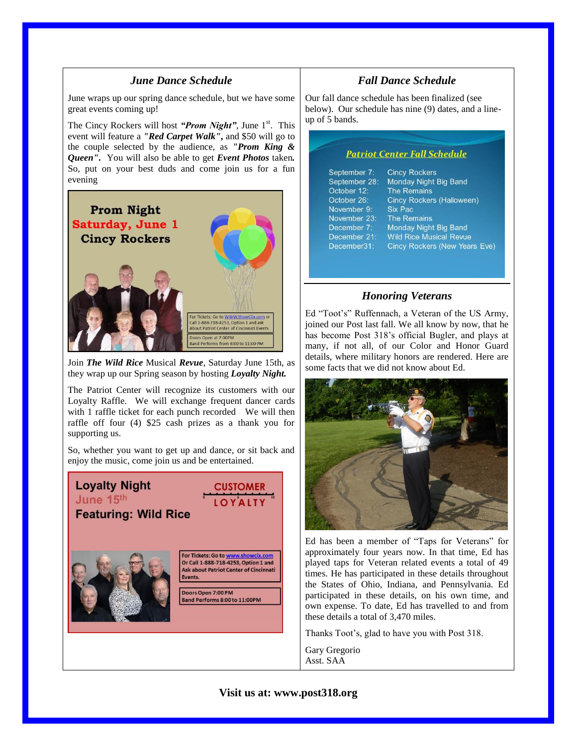## *June Dance Schedule*

June wraps up our spring dance schedule, but we have some great events coming up!

The Cincy Rockers will host ***"Prom Night"***, June 1st. This event will feature a ***"Red Carpet Walk"***, and $50 will go to the couple selected by the audience, as ***"Prom King & Queen"***. You will also be able to get ***Event Photos*** taken. So, put on your best duds and come join us for a fun evening

**Prom Night**
**Saturday, June 1**
**Cincy Rockers**

For Tickets: Go to WWW.ShowClix.com or Call 1-888-718-4253, Option 1 and ask About Patriot Center of Cincinnati Events

Doors Open at 7:00PM
Band Performs from 8:00 to 11:00 PM

Join ***The Wild Rice*** Musical ***Revue***, Saturday June 15th, as they wrap up our Spring season by hosting ***Loyalty Night.***

The Patriot Center will recognize its customers with our Loyalty Raffle. We will exchange frequent dancer cards with 1 raffle ticket for each punch recorded We will then raffle off four (4) $25 cash prizes as a thank you for supporting us.

So, whether you want to get up and dance, or sit back and enjoy the music, come join us and be entertained.

**Loyalty Night**
**June 15th**
**Featuring: Wild Rice**

CUSTOMER LOYALTY

**For Tickets: Go to www.showcix.com Or Call 1-888-718-4253, Option 1 and Ask about Patriot Center of Cincinnati Events.**

**Doors Open 7:00 PM**
**Band Performs 8:00 to 11:00PM**

## *Fall Dance Schedule*

Our fall dance schedule has been finalized (see below). Our schedule has nine (9) dates, and a line-up of 5 bands.

***Patriot Center Fall Schedule***

| Date | Band |
|---|---|
| September 7: | Cincy Rockers |
| September 28: | Monday Night Big Band |
| October 12: | The Remains |
| October 26: | Cincy Rockers (Halloween) |
| November 9: | Six Pac |
| November 23: | The Remains |
| December 7: | Monday Night Big Band |
| December 21: | Wild Rice Musical Revue |
| December31: | Cincy Rockers (New Years Eve) |

## *Honoring Veterans*

Ed "Toot's" Ruffennach, a Veteran of the US Army, joined our Post last fall. We all know by now, that he has become Post 318's official Bugler, and plays at many, if not all, of our Color and Honor Guard details, where military honors are rendered. Here are some facts that we did not know about Ed.

Ed has been a member of "Taps for Veterans" for approximately four years now. In that time, Ed has played taps for Veteran related events a total of 49 times. He has participated in these details throughout the States of Ohio, Indiana, and Pennsylvania. Ed participated in these details, on his own time, and own expense. To date, Ed has travelled to and from these details a total of 3,470 miles.

Thanks Toot's, glad to have you with Post 318.

Gary Gregorio
Asst. SAA

**Visit us at: www.post318.org**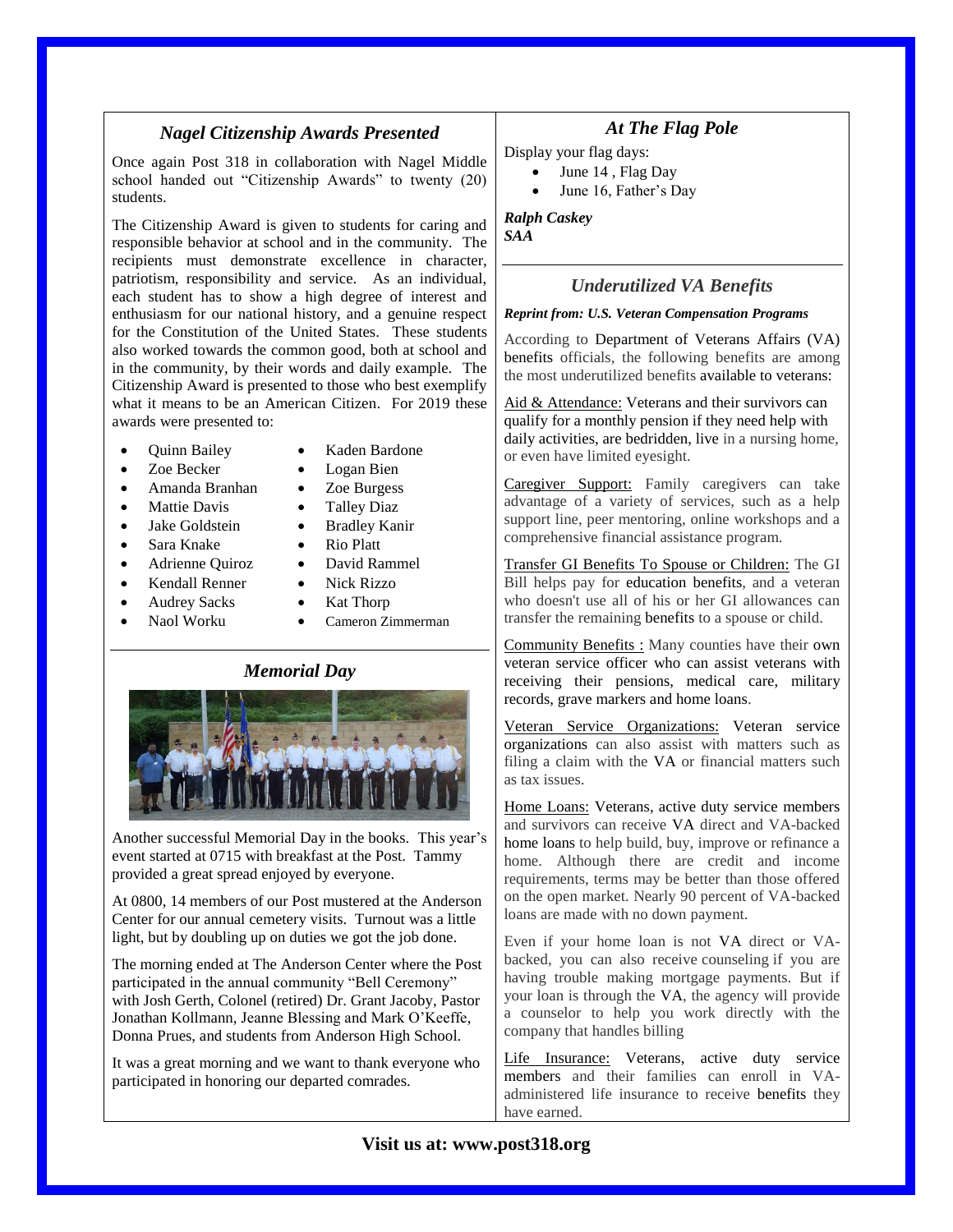## *Nagel Citizenship Awards Presented*

Once again Post 318 in collaboration with Nagel Middle school handed out "Citizenship Awards" to twenty (20) students.

The Citizenship Award is given to students for caring and responsible behavior at school and in the community. The recipients must demonstrate excellence in character, patriotism, responsibility and service. As an individual, each student has to show a high degree of interest and enthusiasm for our national history, and a genuine respect for the Constitution of the United States. These students also worked towards the common good, both at school and in the community, by their words and daily example. The Citizenship Award is presented to those who best exemplify what it means to be an American Citizen. For 2019 these awards were presented to:

- Quinn Bailey
- Zoe Becker
- Amanda Branhan
- Mattie Davis
- Jake Goldstein
- Sara Knake
- Adrienne Quiroz
- Kendall Renner
- Audrey Sacks
- Naol Worku
- Kaden Bardone
- Logan Bien
- Zoe Burgess
- Talley Diaz
- Bradley Kanir
- Rio Platt
- David Rammel
- Nick Rizzo
- Kat Thorp
- Cameron Zimmerman

## *Memorial Day*

Another successful Memorial Day in the books. This year's event started at 0715 with breakfast at the Post. Tammy provided a great spread enjoyed by everyone.

At 0800, 14 members of our Post mustered at the Anderson Center for our annual cemetery visits. Turnout was a little light, but by doubling up on duties we got the job done.

The morning ended at The Anderson Center where the Post participated in the annual community "Bell Ceremony" with Josh Gerth, Colonel (retired) Dr. Grant Jacoby, Pastor Jonathan Kollmann, Jeanne Blessing and Mark O'Keeffe, Donna Prues, and students from Anderson High School.

It was a great morning and we want to thank everyone who participated in honoring our departed comrades.

## *At The Flag Pole*

Display your flag days:

- June 14 , Flag Day
- June 16, Father's Day

***Ralph Caskey***
***SAA***

## *Underutilized VA Benefits*

***Reprint from: U.S. Veteran Compensation Programs***

According to Department of Veterans Affairs (VA) benefits officials, the following benefits are among the most underutilized benefits available to veterans:

Aid & Attendance: Veterans and their survivors can qualify for a monthly pension if they need help with daily activities, are bedridden, live in a nursing home, or even have limited eyesight.

Caregiver Support: Family caregivers can take advantage of a variety of services, such as a help support line, peer mentoring, online workshops and a comprehensive financial assistance program.

Transfer GI Benefits To Spouse or Children: The GI Bill helps pay for education benefits, and a veteran who doesn't use all of his or her GI allowances can transfer the remaining benefits to a spouse or child.

Community Benefits : Many counties have their own veteran service officer who can assist veterans with receiving their pensions, medical care, military records, grave markers and home loans.

Veteran Service Organizations: Veteran service organizations can also assist with matters such as filing a claim with the VA or financial matters such as tax issues.

Home Loans: Veterans, active duty service members and survivors can receive VA direct and VA-backed home loans to help build, buy, improve or refinance a home. Although there are credit and income requirements, terms may be better than those offered on the open market. Nearly 90 percent of VA-backed loans are made with no down payment.

Even if your home loan is not VA direct or VA-backed, you can also receive counseling if you are having trouble making mortgage payments. But if your loan is through the VA, the agency will provide a counselor to help you work directly with the company that handles billing

Life Insurance: Veterans, active duty service members and their families can enroll in VA-administered life insurance to receive benefits they have earned.

**Visit us at: www.post318.org**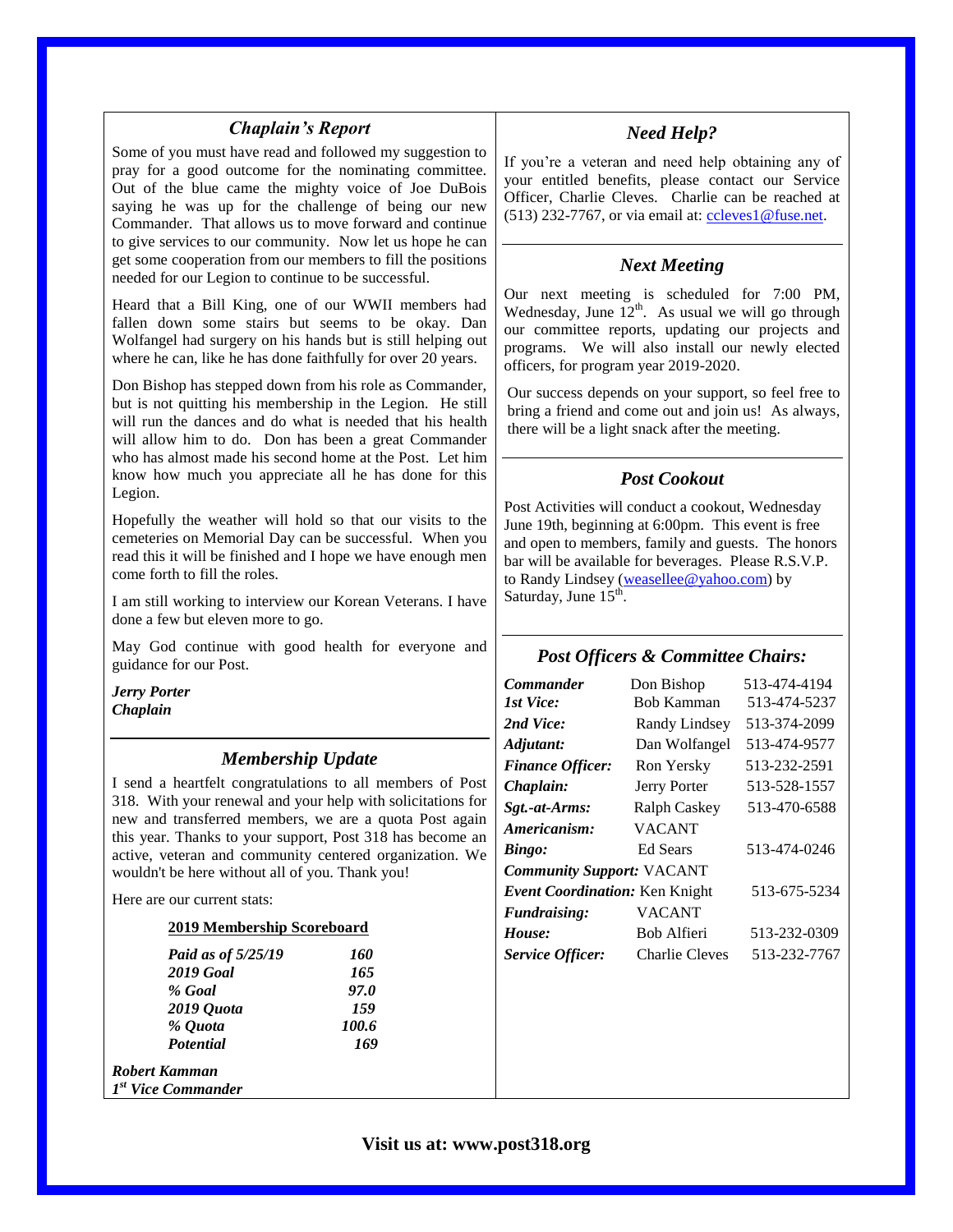## *Chaplain's Report*

Some of you must have read and followed my suggestion to pray for a good outcome for the nominating committee. Out of the blue came the mighty voice of Joe DuBois saying he was up for the challenge of being our new Commander. That allows us to move forward and continue to give services to our community. Now let us hope he can get some cooperation from our members to fill the positions needed for our Legion to continue to be successful.

Heard that a Bill King, one of our WWII members had fallen down some stairs but seems to be okay. Dan Wolfangel had surgery on his hands but is still helping out where he can, like he has done faithfully for over 20 years.

Don Bishop has stepped down from his role as Commander, but is not quitting his membership in the Legion. He still will run the dances and do what is needed that his health will allow him to do. Don has been a great Commander who has almost made his second home at the Post. Let him know how much you appreciate all he has done for this Legion.

Hopefully the weather will hold so that our visits to the cemeteries on Memorial Day can be successful. When you read this it will be finished and I hope we have enough men come forth to fill the roles.

I am still working to interview our Korean Veterans. I have done a few but eleven more to go.

May God continue with good health for everyone and guidance for our Post.

***Jerry Porter***
***Chaplain***

## *Membership Update*

I send a heartfelt congratulations to all members of Post 318. With your renewal and your help with solicitations for new and transferred members, we are a quota Post again this year. Thanks to your support, Post 318 has become an active, veteran and community centered organization. We wouldn't be here without all of you. Thank you!

Here are our current stats:

**2019 Membership Scoreboard**

| | |
|---|---|
| ***Paid as of 5/25/19*** | ***160*** |
| ***2019 Goal*** | ***165*** |
| ***% Goal*** | ***97.0*** |
| ***2019 Quota*** | ***159*** |
| ***% Quota*** | ***100.6*** |
| ***Potential*** | ***169*** |

***Robert Kamman***
***1st Vice Commander***

## *Need Help?*

If you're a veteran and need help obtaining any of your entitled benefits, please contact our Service Officer, Charlie Cleves. Charlie can be reached at (513) 232-7767, or via email at: ccleves1@fuse.net.

## *Next Meeting*

Our next meeting is scheduled for 7:00 PM, Wednesday, June 12th. As usual we will go through our committee reports, updating our projects and programs. We will also install our newly elected officers, for program year 2019-2020.

Our success depends on your support, so feel free to bring a friend and come out and join us! As always, there will be a light snack after the meeting.

## *Post Cookout*

Post Activities will conduct a cookout, Wednesday June 19th, beginning at 6:00pm. This event is free and open to members, family and guests. The honors bar will be available for beverages. Please R.S.V.P. to Randy Lindsey (weasellee@yahoo.com) by Saturday, June 15th.

## *Post Officers & Committee Chairs:*

| | | |
|---|---|---|
| ***Commander*** | Don Bishop | 513-474-4194 |
| ***1st Vice:*** | Bob Kamman | 513-474-5237 |
| ***2nd Vice:*** | Randy Lindsey | 513-374-2099 |
| ***Adjutant:*** | Dan Wolfangel | 513-474-9577 |
| ***Finance Officer:*** | Ron Yersky | 513-232-2591 |
| ***Chaplain:*** | Jerry Porter | 513-528-1557 |
| ***Sgt.-at-Arms:*** | Ralph Caskey | 513-470-6588 |
| ***Americanism:*** | VACANT | |
| ***Bingo:*** | Ed Sears | 513-474-0246 |
| ***Community Support:*** | VACANT | |
| ***Event Coordination:*** | Ken Knight | 513-675-5234 |
| ***Fundraising:*** | VACANT | |
| ***House:*** | Bob Alfieri | 513-232-0309 |
| ***Service Officer:*** | Charlie Cleves | 513-232-7767 |

**Visit us at: www.post318.org**